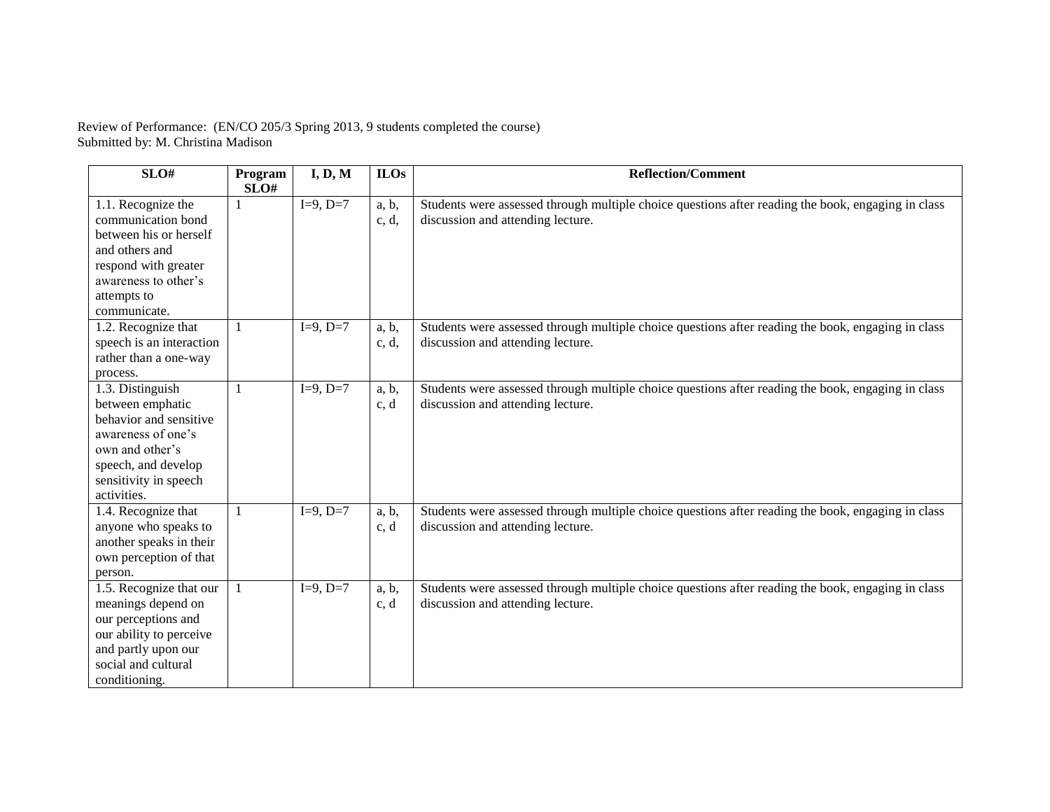Review of Performance: (EN/CO 205/3 Spring 2013, 9 students completed the course)
Submitted by: M. Christina Madison

| SLO# | Program SLO# | I, D, M | ILOs | Reflection/Comment |
|---|---|---|---|---|
| 1.1. Recognize the communication bond between his or herself and others and respond with greater awareness to other's attempts to communicate. | 1 | I=9, D=7 | a, b, c, d, | Students were assessed through multiple choice questions after reading the book, engaging in class discussion and attending lecture. |
| 1.2. Recognize that speech is an interaction rather than a one-way process. | 1 | I=9, D=7 | a, b, c, d, | Students were assessed through multiple choice questions after reading the book, engaging in class discussion and attending lecture. |
| 1.3. Distinguish between emphatic behavior and sensitive awareness of one's own and other's speech, and develop sensitivity in speech activities. | 1 | I=9, D=7 | a, b, c, d | Students were assessed through multiple choice questions after reading the book, engaging in class discussion and attending lecture. |
| 1.4. Recognize that anyone who speaks to another speaks in their own perception of that person. | 1 | I=9, D=7 | a, b, c, d | Students were assessed through multiple choice questions after reading the book, engaging in class discussion and attending lecture. |
| 1.5. Recognize that our meanings depend on our perceptions and our ability to perceive and partly upon our social and cultural conditioning. | 1 | I=9, D=7 | a, b, c, d | Students were assessed through multiple choice questions after reading the book, engaging in class discussion and attending lecture. |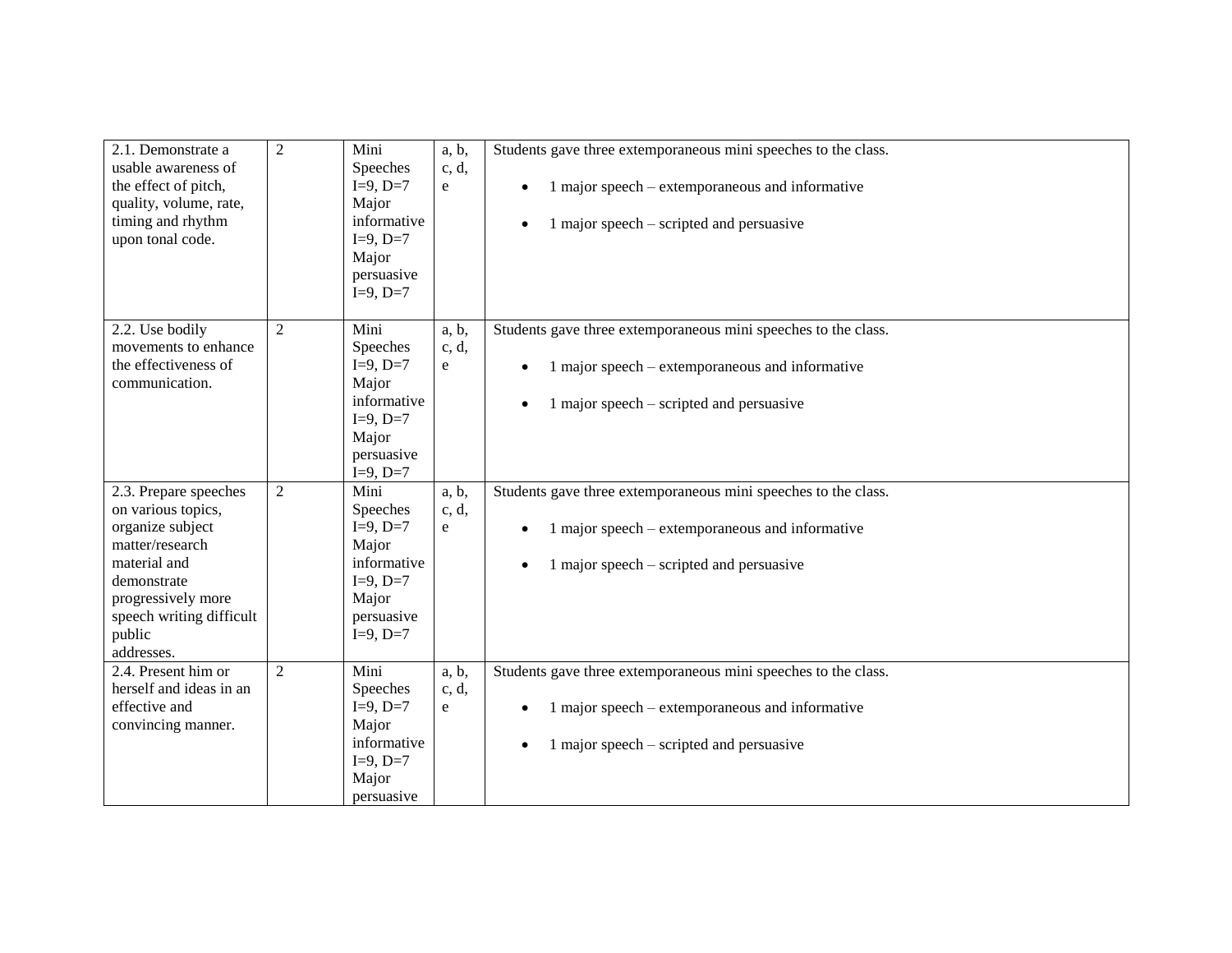| 2.1. Demonstrate a usable awareness of the effect of pitch, quality, volume, rate, timing and rhythm upon tonal code. | 2 | Mini Speeches I=9, D=7 Major informative I=9, D=7 Major persuasive I=9, D=7 | a, b, c, d, e | Students gave three extemporaneous mini speeches to the class.<br>• 1 major speech – extemporaneous and informative<br>• 1 major speech – scripted and persuasive |
|---|---|---|---|---|
| 2.2. Use bodily movements to enhance the effectiveness of communication. | 2 | Mini Speeches I=9, D=7 Major informative I=9, D=7 Major persuasive I=9, D=7 | a, b, c, d, e | Students gave three extemporaneous mini speeches to the class.<br>• 1 major speech – extemporaneous and informative<br>• 1 major speech – scripted and persuasive |
| 2.3. Prepare speeches on various topics, organize subject matter/research material and demonstrate progressively more speech writing difficult public addresses. | 2 | Mini Speeches I=9, D=7 Major informative I=9, D=7 Major persuasive I=9, D=7 | a, b, c, d, e | Students gave three extemporaneous mini speeches to the class.<br>• 1 major speech – extemporaneous and informative<br>• 1 major speech – scripted and persuasive |
| 2.4. Present him or herself and ideas in an effective and convincing manner. | 2 | Mini Speeches I=9, D=7 Major informative I=9, D=7 Major persuasive | a, b, c, d, e | Students gave three extemporaneous mini speeches to the class.<br>• 1 major speech – extemporaneous and informative<br>• 1 major speech – scripted and persuasive |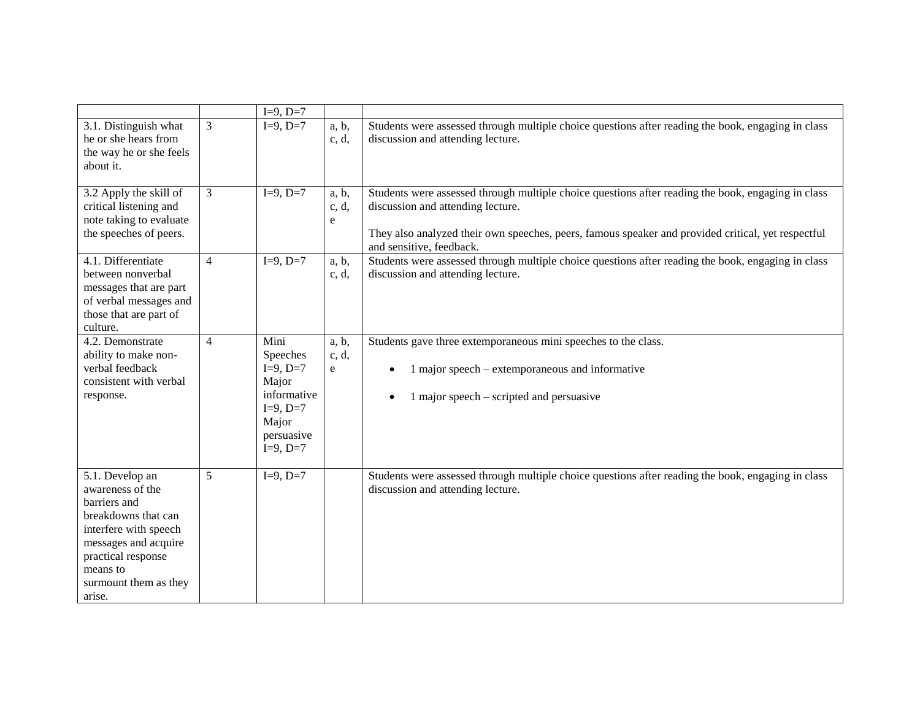| | | | | |
|---|---|---|---|---|
| | | I=9, D=7 | | |
| 3.1. Distinguish what he or she hears from the way he or she feels about it. | 3 | I=9, D=7 | a, b, c, d, | Students were assessed through multiple choice questions after reading the book, engaging in class discussion and attending lecture. |
| 3.2 Apply the skill of critical listening and note taking to evaluate the speeches of peers. | 3 | I=9, D=7 | a, b, c, d, e | Students were assessed through multiple choice questions after reading the book, engaging in class discussion and attending lecture.<br><br>They also analyzed their own speeches, peers, famous speaker and provided critical, yet respectful and sensitive, feedback. |
| 4.1. Differentiate between nonverbal messages that are part of verbal messages and those that are part of culture. | 4 | I=9, D=7 | a, b, c, d, | Students were assessed through multiple choice questions after reading the book, engaging in class discussion and attending lecture. |
| 4.2. Demonstrate ability to make non-verbal feedback consistent with verbal response. | 4 | Mini Speeches I=9, D=7 Major informative I=9, D=7 Major persuasive I=9, D=7 | a, b, c, d, e | Students gave three extemporaneous mini speeches to the class.<br><br>• 1 major speech – extemporaneous and informative<br><br>• 1 major speech – scripted and persuasive |
| 5.1. Develop an awareness of the barriers and breakdowns that can interfere with speech messages and acquire practical response means to surmount them as they arise. | 5 | I=9, D=7 | | Students were assessed through multiple choice questions after reading the book, engaging in class discussion and attending lecture. |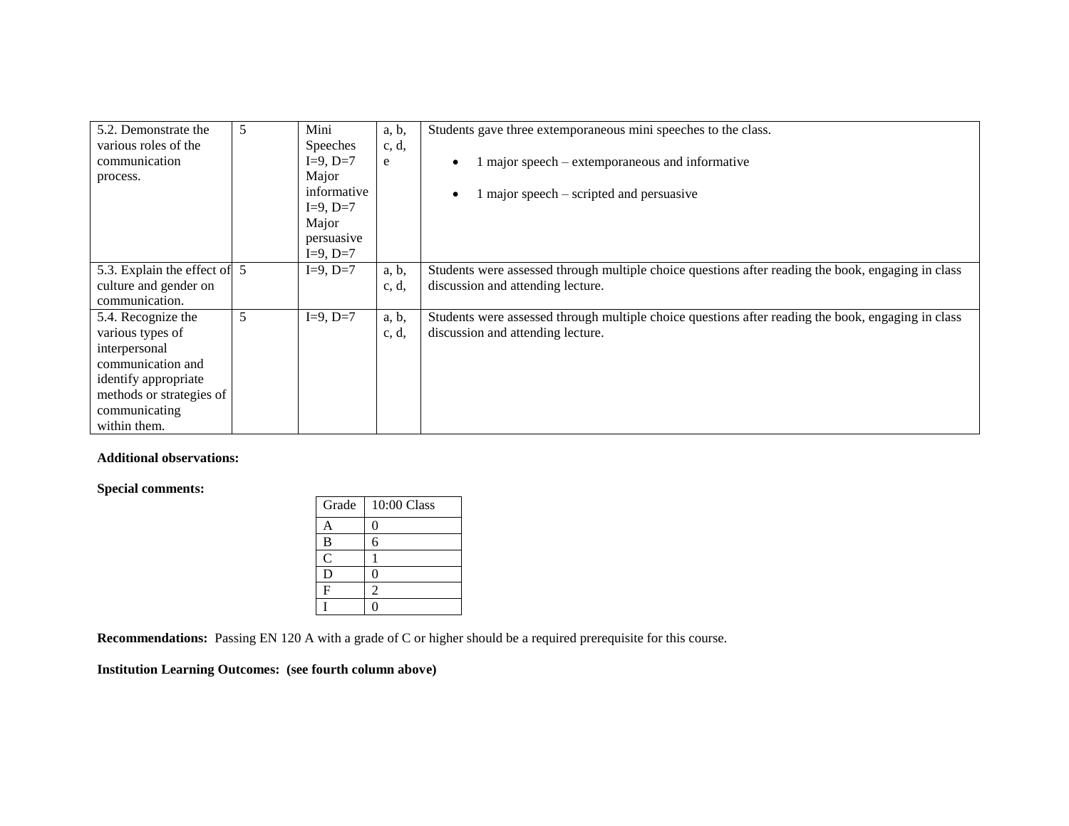| | | | | |
|---|---|---|---|---|
| 5.2. Demonstrate the various roles of the communication process. | 5 | Mini Speeches I=9, D=7 Major informative I=9, D=7 Major persuasive I=9, D=7 | a, b, c, d, e | Students gave three extemporaneous mini speeches to the class.<br>• 1 major speech – extemporaneous and informative<br>• 1 major speech – scripted and persuasive |
| 5.3. Explain the effect of culture and gender on communication. | 5 | I=9, D=7 | a, b, c, d, | Students were assessed through multiple choice questions after reading the book, engaging in class discussion and attending lecture. |
| 5.4. Recognize the various types of interpersonal communication and identify appropriate methods or strategies of communicating within them. | 5 | I=9, D=7 | a, b, c, d, | Students were assessed through multiple choice questions after reading the book, engaging in class discussion and attending lecture. |

**Additional observations:**

**Special comments:**

| Grade | 10:00 Class |
|---|---|
| A | 0 |
| B | 6 |
| C | 1 |
| D | 0 |
| F | 2 |
| I | 0 |

**Recommendations:** Passing EN 120 A with a grade of C or higher should be a required prerequisite for this course.

**Institution Learning Outcomes: (see fourth column above)**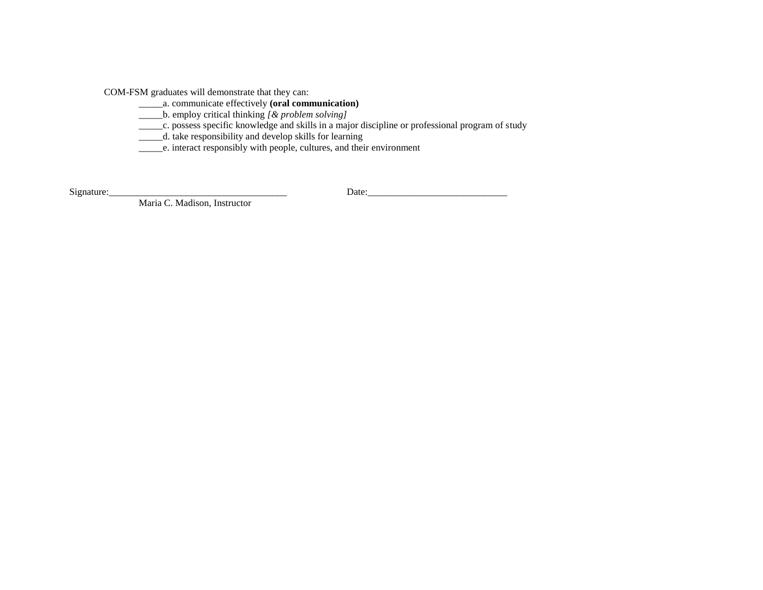COM-FSM graduates will demonstrate that they can:

_____a. communicate effectively **(oral communication)**

_____b. employ critical thinking *[& problem solving]*

_____c. possess specific knowledge and skills in a major discipline or professional program of study

_____d. take responsibility and develop skills for learning

_____e. interact responsibly with people, cultures, and their environment

Signature:_____________________________________ Date:_____________________________

Maria C. Madison, Instructor